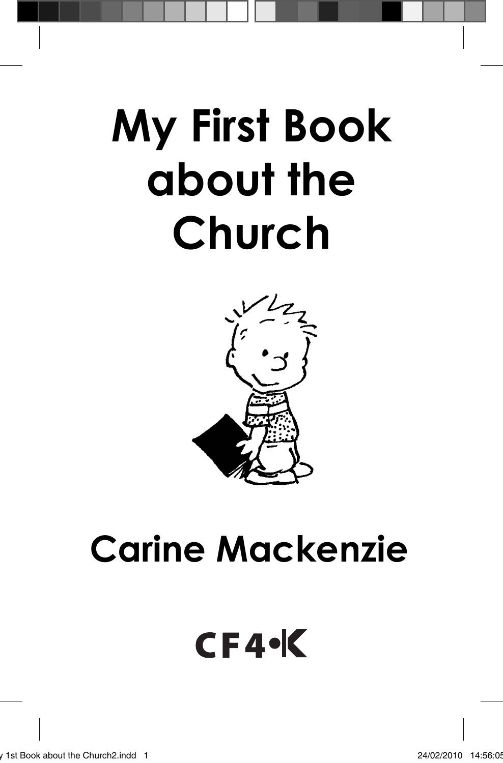# My First Book about the Church

**Carine Mackenzie**

CF4•K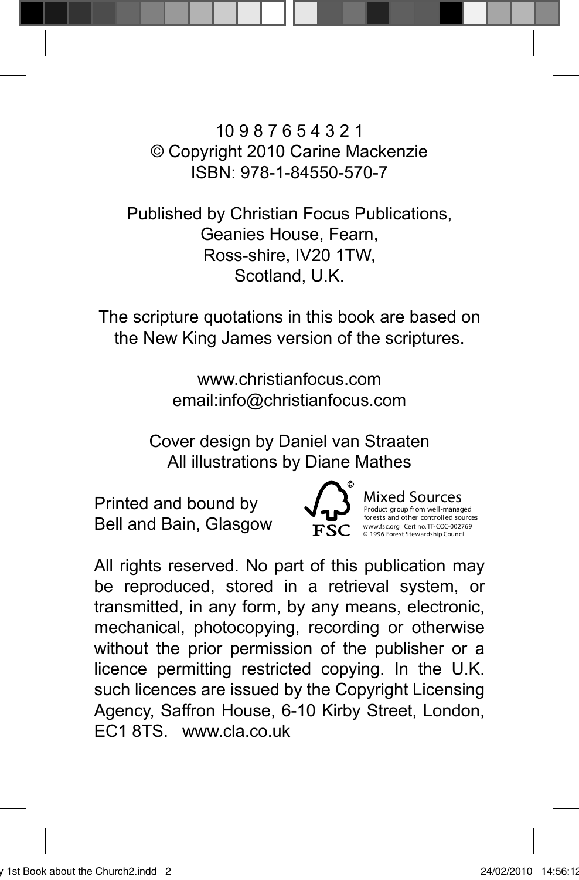10 9 8 7 6 5 4 3 2 1
© Copyright 2010 Carine Mackenzie
ISBN: 978-1-84550-570-7

Published by Christian Focus Publications,
Geanies House, Fearn,
Ross-shire, IV20 1TW,
Scotland, U.K.

The scripture quotations in this book are based on the New King James version of the scriptures.

www.christianfocus.com
email:info@christianfocus.com

Cover design by Daniel van Straaten
All illustrations by Diane Mathes

Printed and bound by
Bell and Bain, Glasgow

Mixed Sources
Product group from well-managed forests and other controlled sources
www.fsc.org Cert no. TT-COC-002769
© 1996 Forest Stewardship Council

All rights reserved. No part of this publication may be reproduced, stored in a retrieval system, or transmitted, in any form, by any means, electronic, mechanical, photocopying, recording or otherwise without the prior permission of the publisher or a licence permitting restricted copying. In the U.K. such licences are issued by the Copyright Licensing Agency, Saffron House, 6-10 Kirby Street, London, EC1 8TS. www.cla.co.uk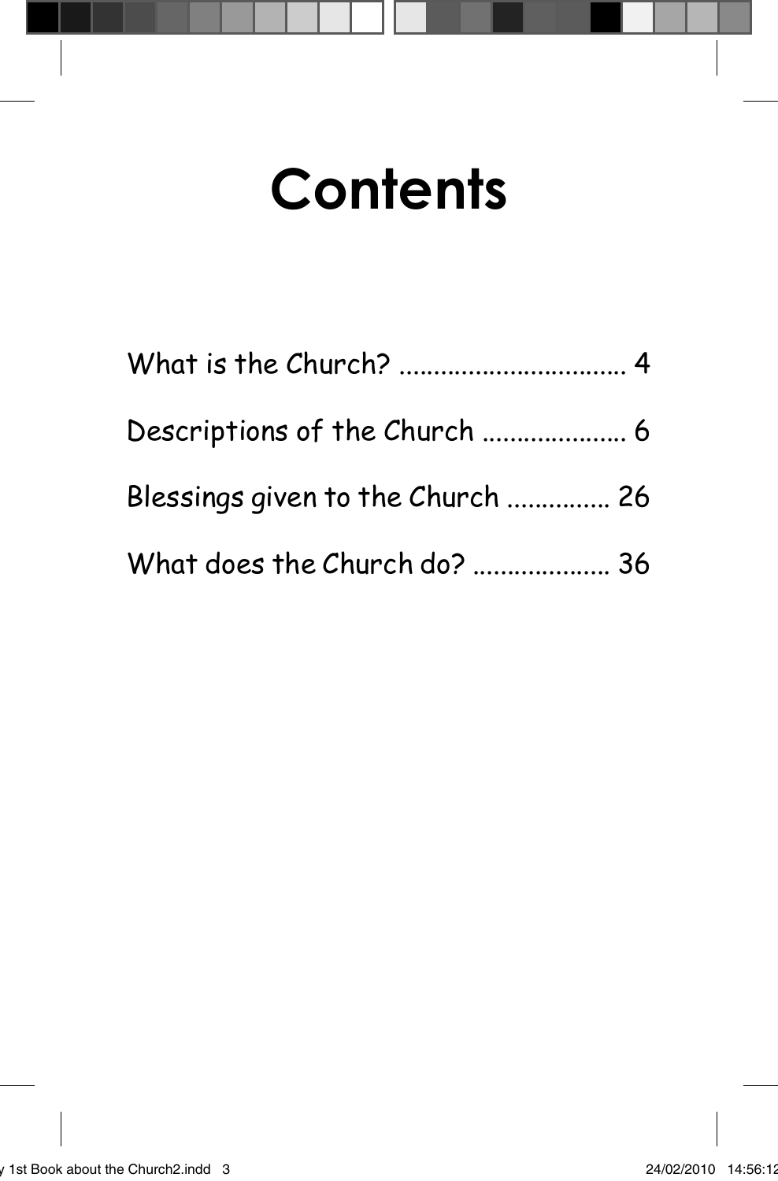# Contents

What is the Church? ................................. 4

Descriptions of the Church ..................... 6

Blessings given to the Church ............... 26

What does the Church do? .................... 36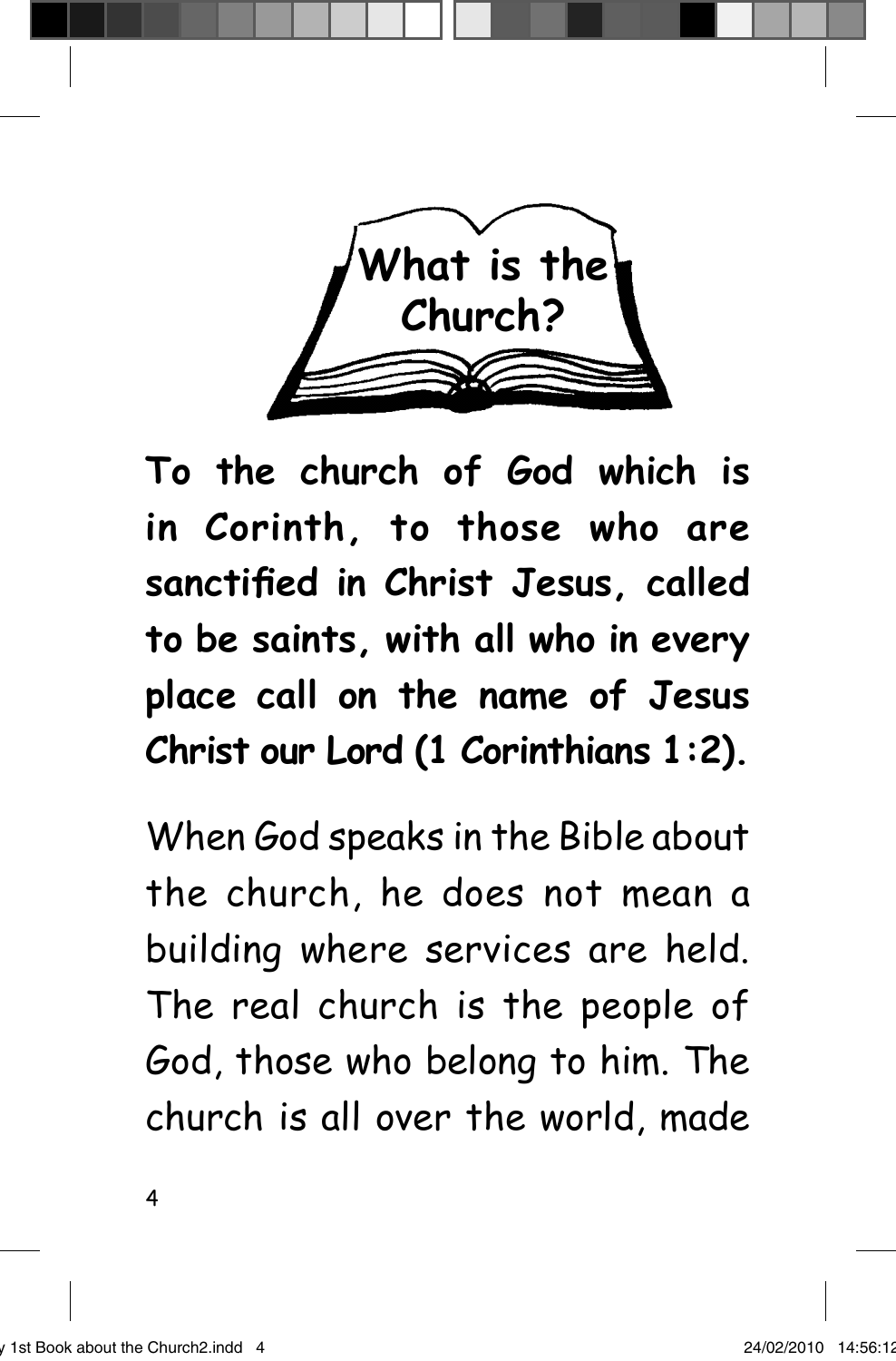# What is the Church?

**To the church of God which is in Corinth, to those who are sanctified in Christ Jesus, called to be saints, with all who in every place call on the name of Jesus Christ our Lord (1 Corinthians 1:2).**

When God speaks in the Bible about the church, he does not mean a building where services are held. The real church is the people of God, those who belong to him. The church is all over the world, made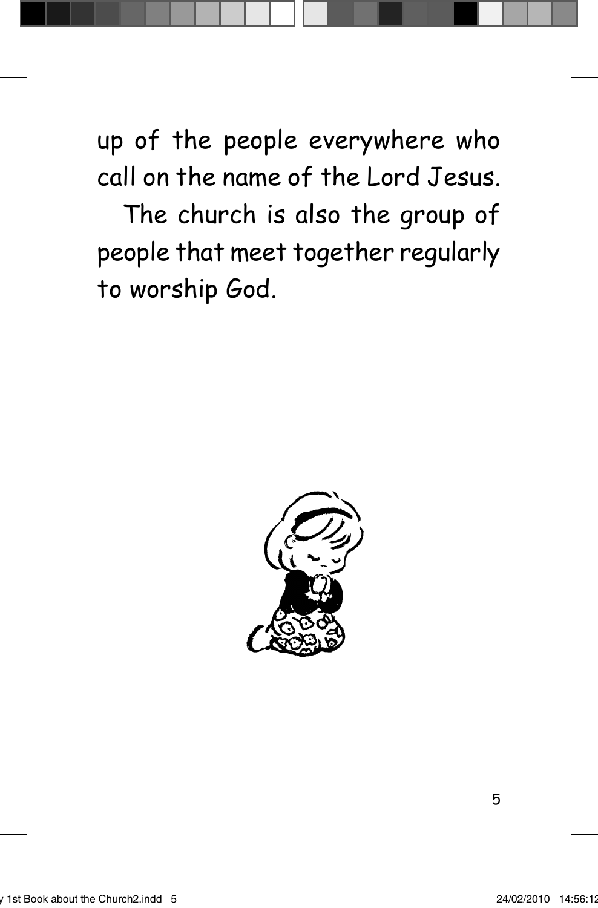up of the people everywhere who call on the name of the Lord Jesus.

The church is also the group of people that meet together regularly to worship God.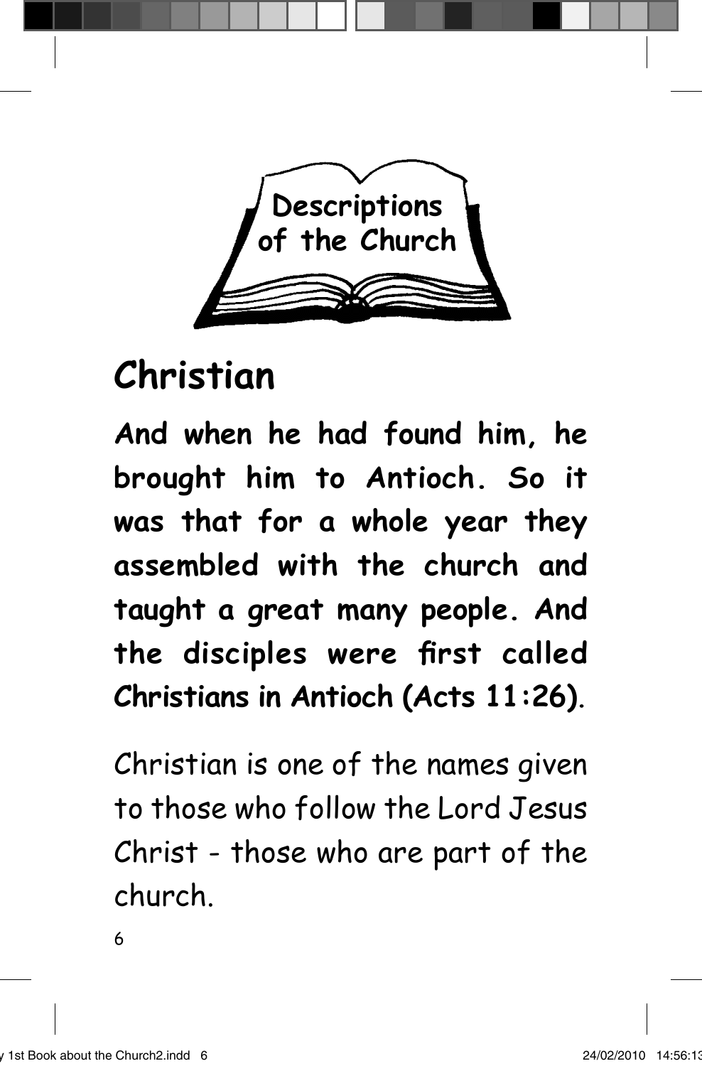Descriptions of the Church

# Christian

**And when he had found him, he brought him to Antioch. So it was that for a whole year they assembled with the church and taught a great many people. And the disciples were first called Christians in Antioch (Acts 11:26)**.

Christian is one of the names given to those who follow the Lord Jesus Christ - those who are part of the church.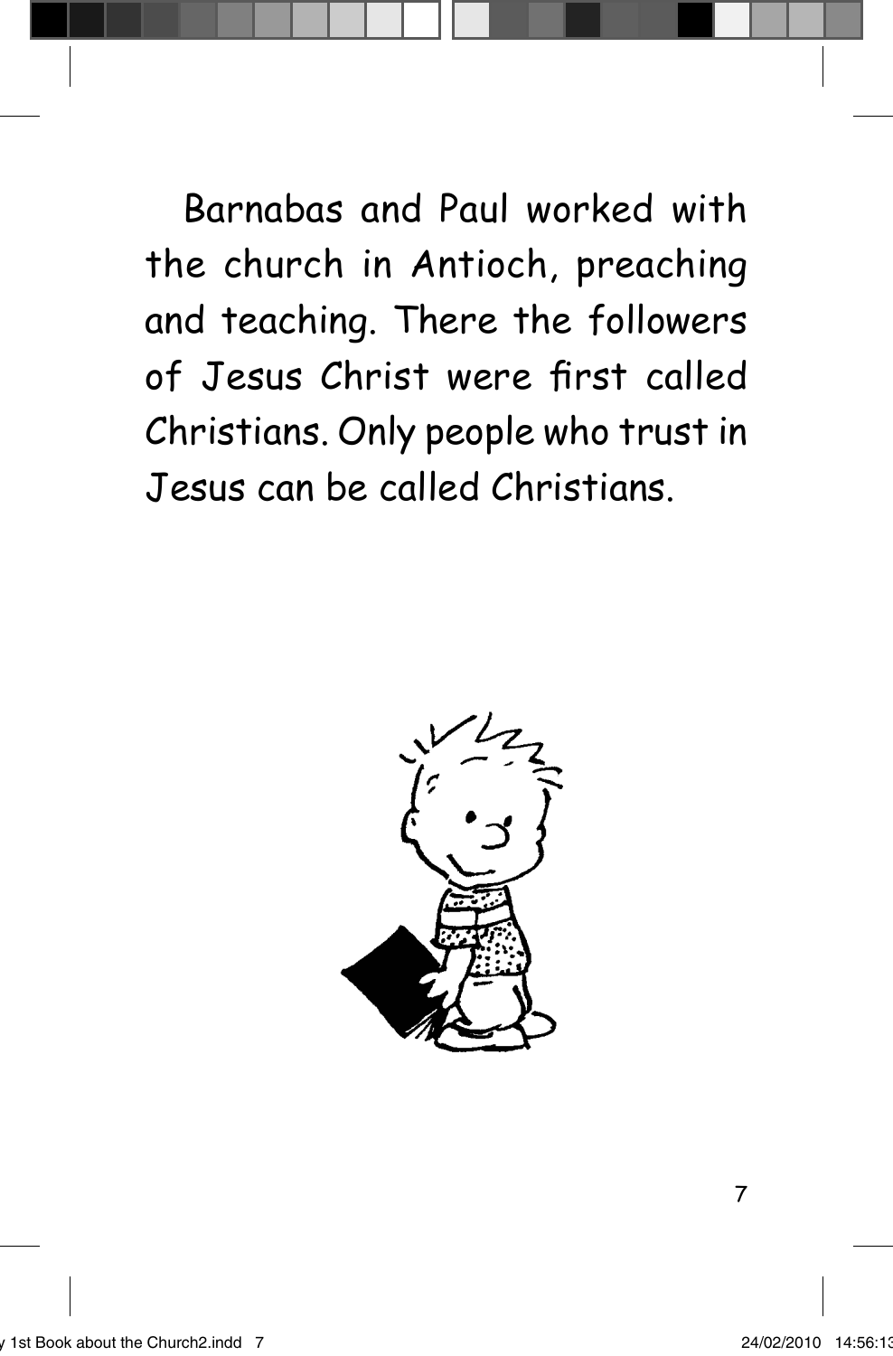Barnabas and Paul worked with the church in Antioch, preaching and teaching. There the followers of Jesus Christ were first called Christians. Only people who trust in Jesus can be called Christians.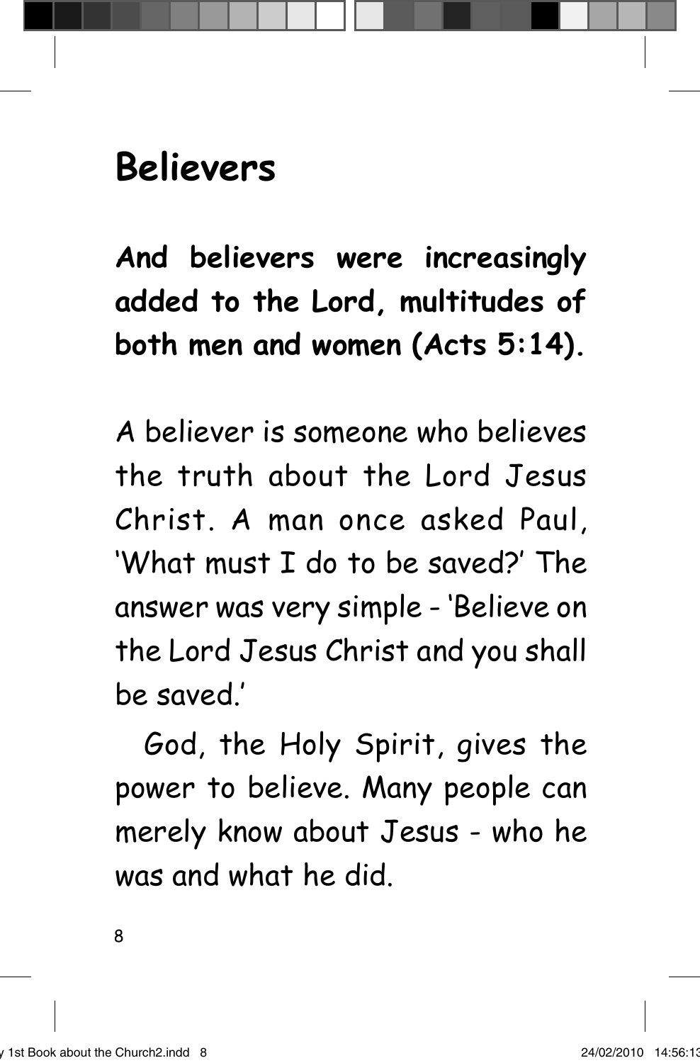# Believers

**And believers were increasingly added to the Lord, multitudes of both men and women (Acts 5:14).**

A believer is someone who believes the truth about the Lord Jesus Christ. A man once asked Paul, 'What must I do to be saved?' The answer was very simple - 'Believe on the Lord Jesus Christ and you shall be saved.'

God, the Holy Spirit, gives the power to believe. Many people can merely know about Jesus - who he was and what he did.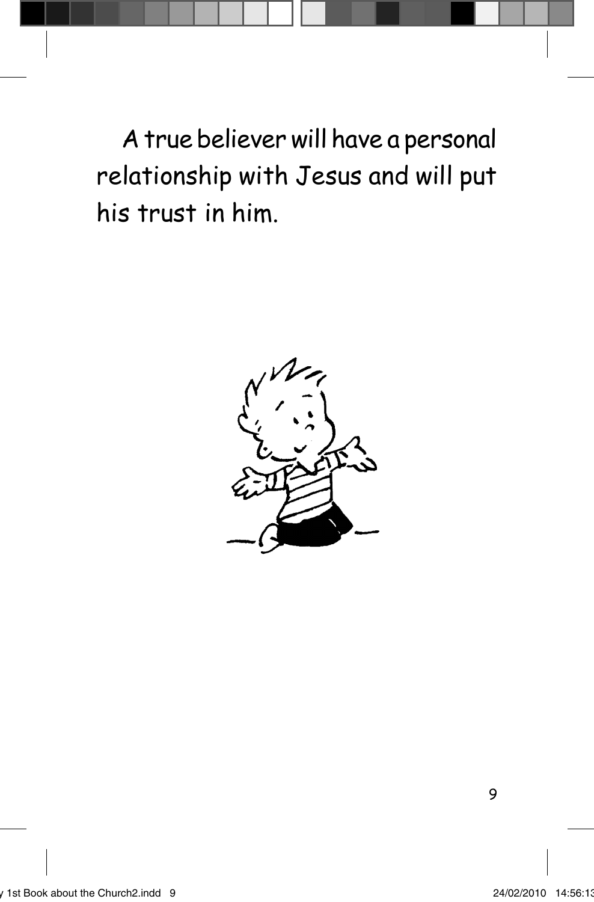A true believer will have a personal relationship with Jesus and will put his trust in him.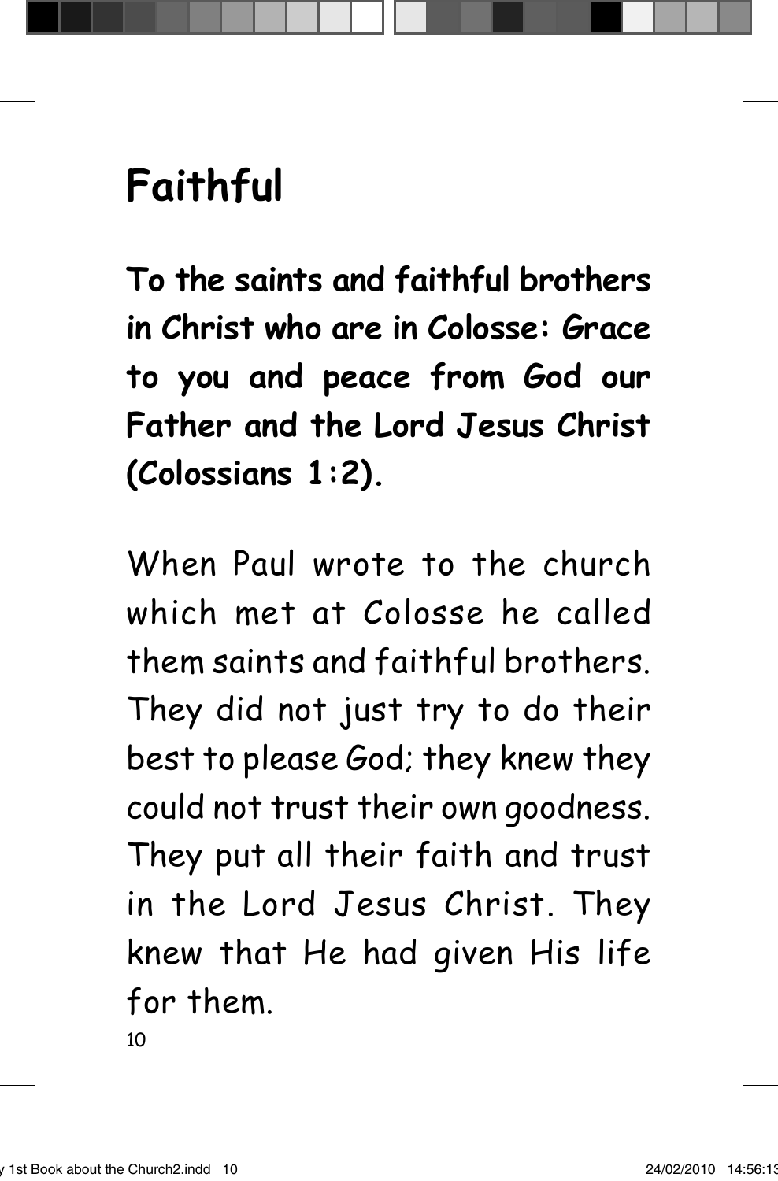# Faithful

**To the saints and faithful brothers in Christ who are in Colosse: Grace to you and peace from God our Father and the Lord Jesus Christ (Colossians 1:2).**

When Paul wrote to the church which met at Colosse he called them saints and faithful brothers. They did not just try to do their best to please God; they knew they could not trust their own goodness. They put all their faith and trust in the Lord Jesus Christ. They knew that He had given His life for them.